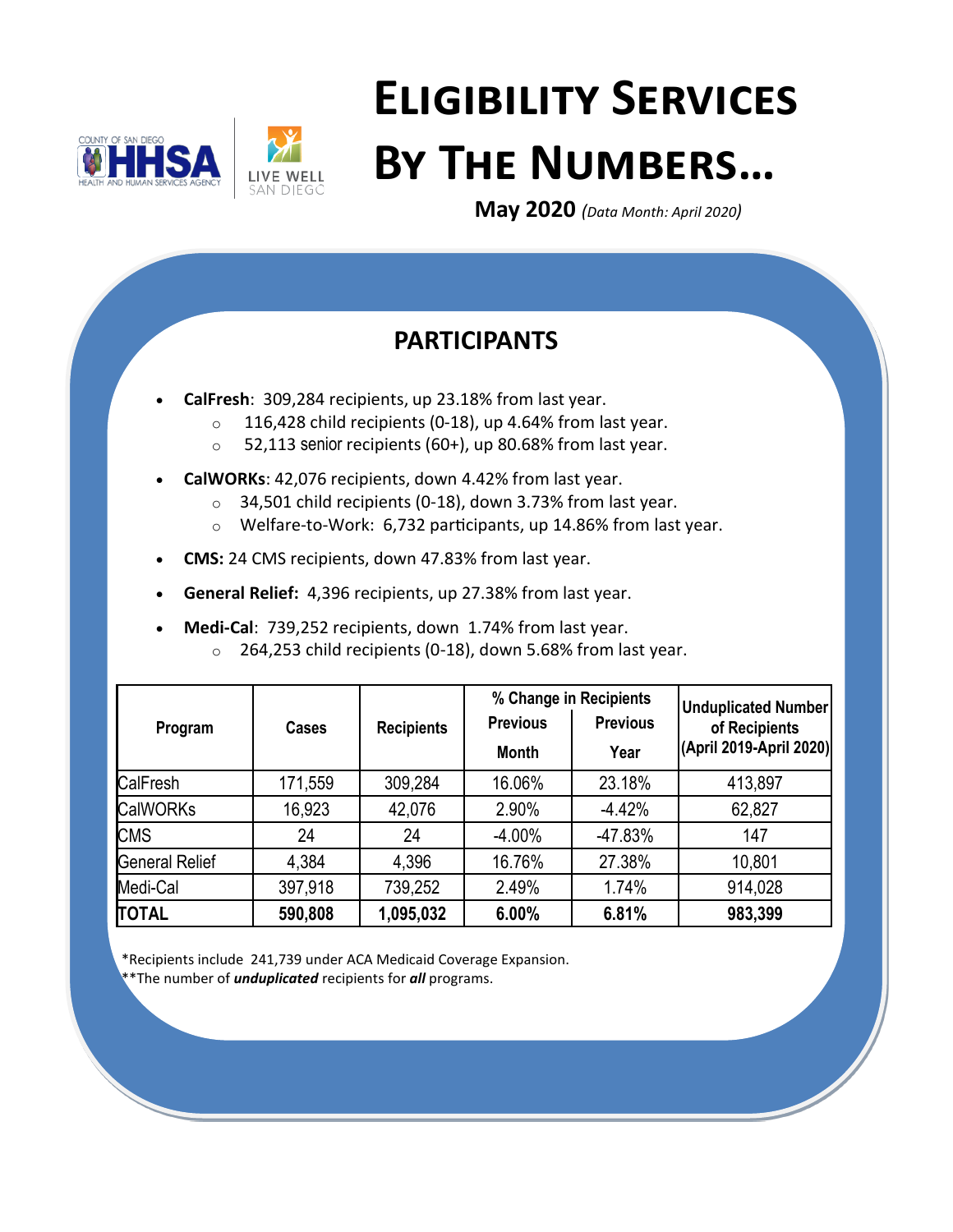# Eligibility Services By The Numbers…

**May 2020** *(Data Month: April 2020)*

## PARTICIPANTS

- **CalFresh**: 309,284 recipients, up 23.18% from last year.
  - 116,428 child recipients (0-18), up 4.64% from last year.
  - 52,113 senior recipients (60+), up 80.68% from last year.
- **CalWORKs**: 42,076 recipients, down 4.42% from last year.
  - 34,501 child recipients (0-18), down 3.73% from last year.
  - Welfare-to-Work: 6,732 participants, up 14.86% from last year.
- **CMS:** 24 CMS recipients, down 47.83% from last year.
- **General Relief:** 4,396 recipients, up 27.38% from last year.
- **Medi-Cal**: 739,252 recipients, down 1.74% from last year.
  - 264,253 child recipients (0-18), down 5.68% from last year.

| Program | Cases | Recipients | % Change in Recipients | | Unduplicated Number of Recipients (April 2019-April 2020) |
|---|---|---|---|---|---|
| | | | Previous Month | Previous Year | |
| CalFresh | 171,559 | 309,284 | 16.06% | 23.18% | 413,897 |
| CalWORKs | 16,923 | 42,076 | 2.90% | -4.42% | 62,827 |
| CMS | 24 | 24 | -4.00% | -47.83% | 147 |
| General Relief | 4,384 | 4,396 | 16.76% | 27.38% | 10,801 |
| Medi-Cal | 397,918 | 739,252 | 2.49% | 1.74% | 914,028 |
| **TOTAL** | **590,808** | **1,095,032** | **6.00%** | **6.81%** | **983,399** |

*Recipients include 241,739 under ACA Medicaid Coverage Expansion.
**The number of ***unduplicated*** recipients for ***all*** programs.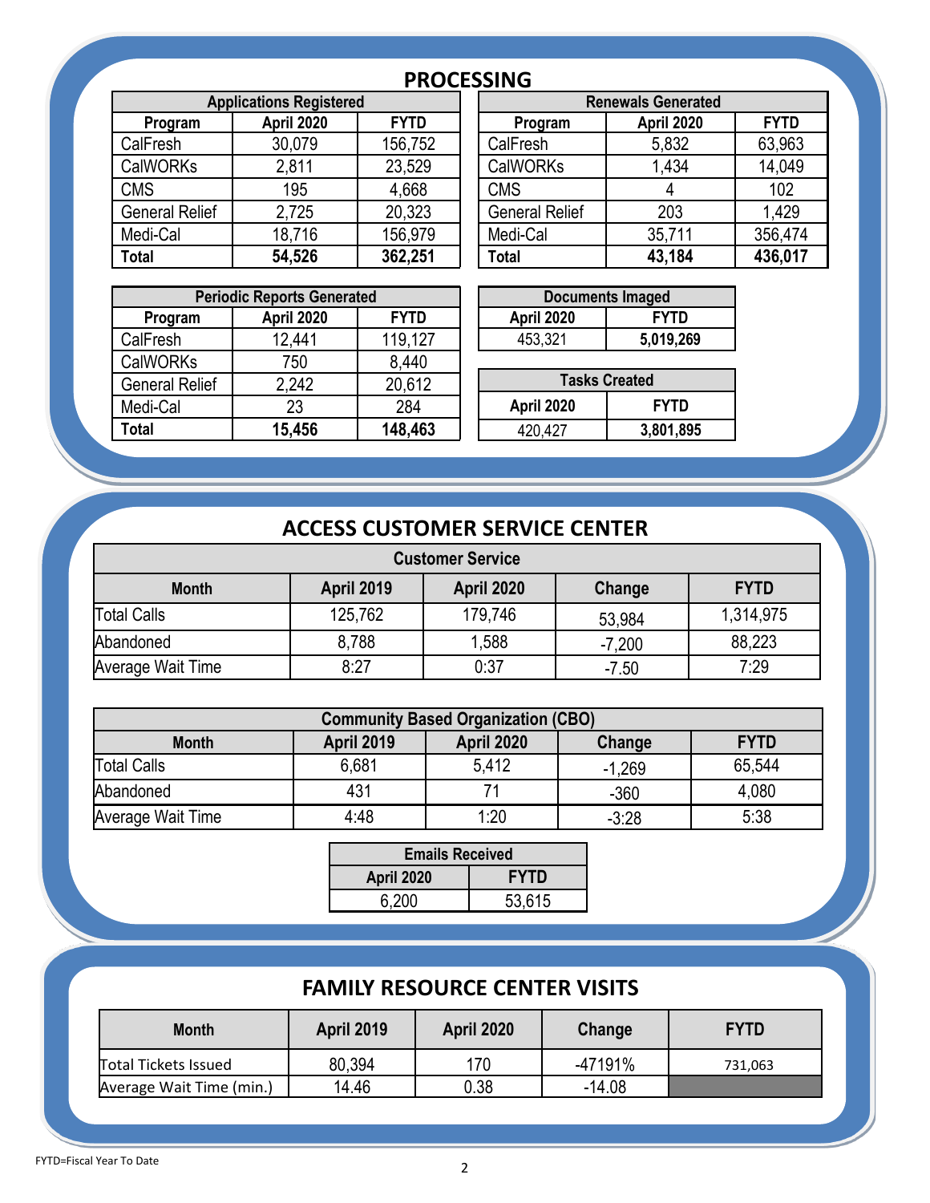## PROCESSING

| Applications Registered | | |
|---|---|---|
| **Program** | **April 2020** | **FYTD** |
| CalFresh | 30,079 | 156,752 |
| CalWORKs | 2,811 | 23,529 |
| CMS | 195 | 4,668 |
| General Relief | 2,725 | 20,323 |
| Medi-Cal | 18,716 | 156,979 |
| **Total** | **54,526** | **362,251** |

| Renewals Generated | | |
|---|---|---|
| **Program** | **April 2020** | **FYTD** |
| CalFresh | 5,832 | 63,963 |
| CalWORKs | 1,434 | 14,049 |
| CMS | 4 | 102 |
| General Relief | 203 | 1,429 |
| Medi-Cal | 35,711 | 356,474 |
| **Total** | **43,184** | **436,017** |

| Periodic Reports Generated | | |
|---|---|---|
| **Program** | **April 2020** | **FYTD** |
| CalFresh | 12,441 | 119,127 |
| CalWORKs | 750 | 8,440 |
| General Relief | 2,242 | 20,612 |
| Medi-Cal | 23 | 284 |
| **Total** | **15,456** | **148,463** |

| Documents Imaged | |
|---|---|
| **April 2020** | **FYTD** |
| 453,321 | **5,019,269** |

| Tasks Created | |
|---|---|
| **April 2020** | **FYTD** |
| 420,427 | **3,801,895** |

## ACCESS CUSTOMER SERVICE CENTER

| Customer Service | | | | |
|---|---|---|---|---|
| **Month** | **April 2019** | **April 2020** | **Change** | **FYTD** |
| Total Calls | 125,762 | 179,746 | 53,984 | 1,314,975 |
| Abandoned | 8,788 | 1,588 | -7,200 | 88,223 |
| Average Wait Time | 8:27 | 0:37 | -7.50 | 7:29 |

| Community Based Organization (CBO) | | | | |
|---|---|---|---|---|
| **Month** | **April 2019** | **April 2020** | **Change** | **FYTD** |
| Total Calls | 6,681 | 5,412 | -1,269 | 65,544 |
| Abandoned | 431 | 71 | -360 | 4,080 |
| Average Wait Time | 4:48 | 1:20 | -3:28 | 5:38 |

| Emails Received | |
|---|---|
| **April 2020** | **FYTD** |
| 6,200 | 53,615 |

## FAMILY RESOURCE CENTER VISITS

| Month | April 2019 | April 2020 | Change | FYTD |
|---|---|---|---|---|
| Total Tickets Issued | 80,394 | 170 | -47191% | 731,063 |
| Average Wait Time (min.) | 14.46 | 0.38 | -14.08 | |

FYTD=Fiscal Year To Date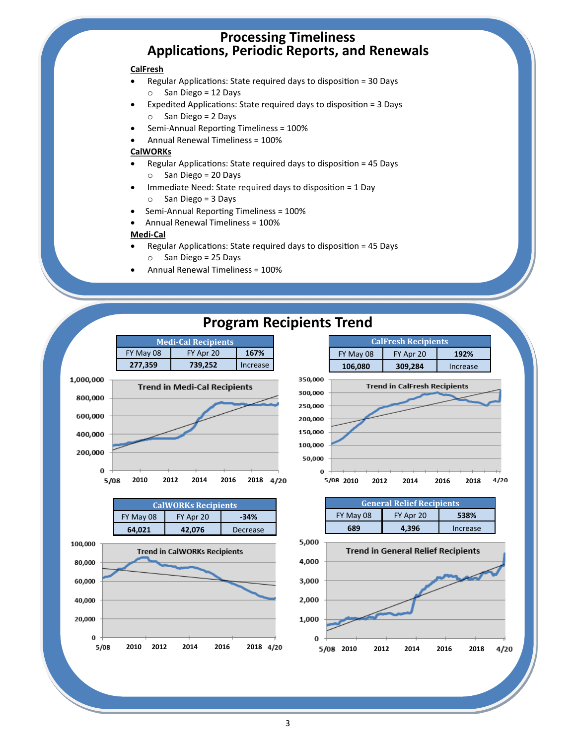# Processing Timeliness
## Applications, Periodic Reports, and Renewals

**CalFresh**

- Regular Applications: State required days to disposition = 30 Days
  - San Diego = 12 Days
- Expedited Applications: State required days to disposition = 3 Days
  - San Diego = 2 Days
- Semi-Annual Reporting Timeliness = 100%
- Annual Renewal Timeliness = 100%

**CalWORKs**

- Regular Applications: State required days to disposition = 45 Days
  - San Diego = 20 Days
- Immediate Need: State required days to disposition = 1 Day
  - San Diego = 3 Days
- Semi-Annual Reporting Timeliness = 100%
- Annual Renewal Timeliness = 100%

**Medi-Cal**

- Regular Applications: State required days to disposition = 45 Days
  - San Diego = 25 Days
- Annual Renewal Timeliness = 100%

# Program Recipients Trend

| Medi-Cal Recipients | | |
|---|---|---|
| FY May 08 | FY Apr 20 | **167%** |
| **277,359** | **739,252** | Increase |

Trend in Medi-Cal Recipients

1,000,000
800,000
600,000
400,000
200,000
0

5/08 2010 2012 2014 2016 2018 4/20

| CalFresh Recipients | | |
|---|---|---|
| FY May 08 | FY Apr 20 | **192%** |
| **106,080** | **309,284** | Increase |

Trend in CalFresh Recipients

350,000
300,000
250,000
200,000
150,000
100,000
50,000
0

5/08 2010 2012 2014 2016 2018 4/20

| CalWORKs Recipients | | |
|---|---|---|
| FY May 08 | FY Apr 20 | **-34%** |
| **64,021** | **42,076** | Decrease |

Trend in CalWORKs Recipients

100,000
80,000
60,000
40,000
20,000
0

5/08 2010 2012 2014 2016 2018 4/20

| General Relief Recipients | | |
|---|---|---|
| FY May 08 | FY Apr 20 | **538%** |
| **689** | **4,396** | Increase |

Trend in General Relief Recipients

5,000
4,000
3,000
2,000
1,000
0

5/08 2010 2012 2014 2016 2018 4/20